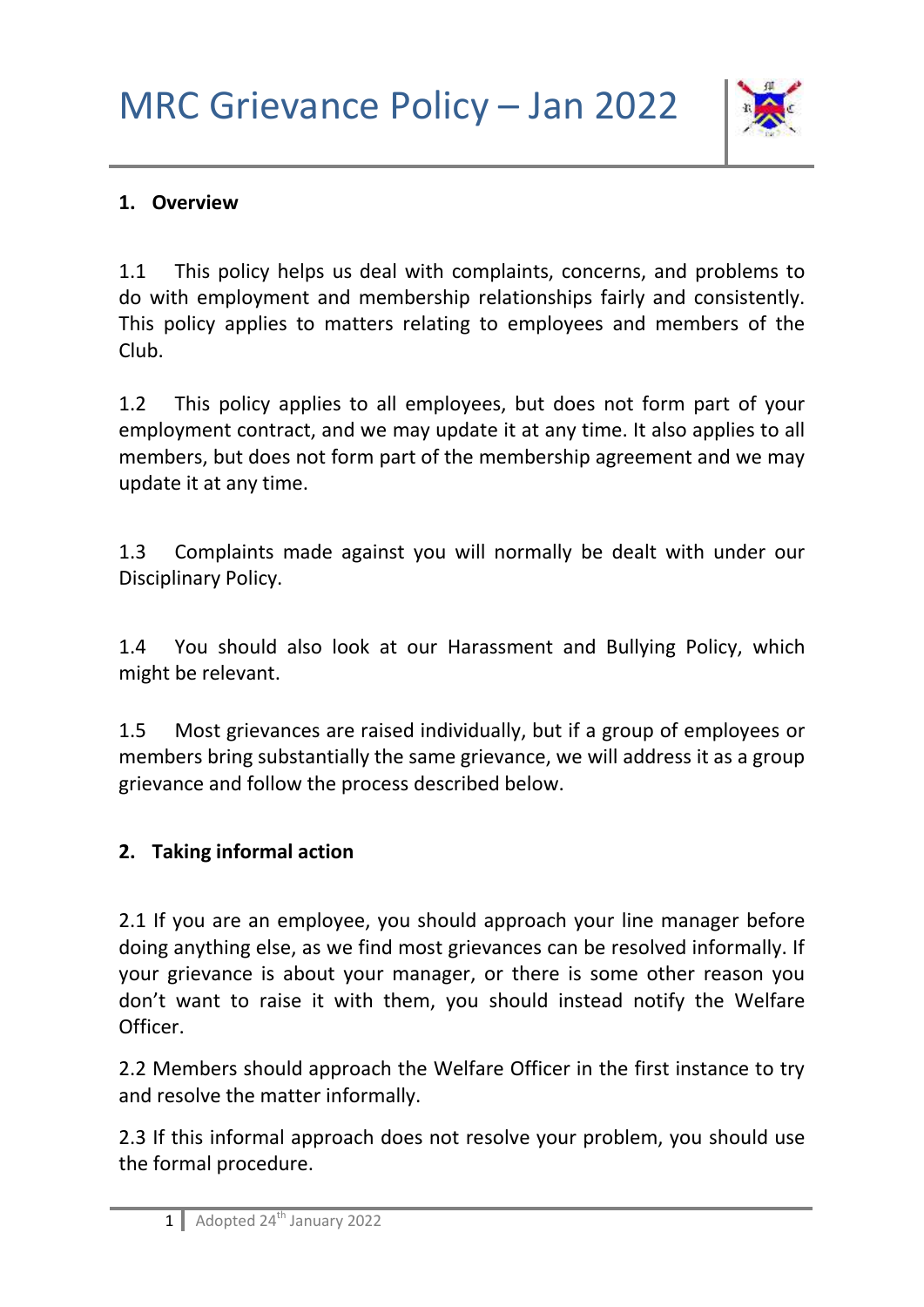# MRC Grievance Policy – Jan 2022

## 1. Overview

1.1 This policy helps us deal with complaints, concerns, and problems to do with employment and membership relationships fairly and consistently. This policy applies to matters relating to employees and members of the Club.

1.2 This policy applies to all employees, but does not form part of your employment contract, and we may update it at any time. It also applies to all members, but does not form part of the membership agreement and we may update it at any time.

1.3 Complaints made against you will normally be dealt with under our Disciplinary Policy.

1.4 You should also look at our Harassment and Bullying Policy, which might be relevant.

1.5 Most grievances are raised individually, but if a group of employees or members bring substantially the same grievance, we will address it as a group grievance and follow the process described below.

## 2. Taking informal action

2.1 If you are an employee, you should approach your line manager before doing anything else, as we find most grievances can be resolved informally. If your grievance is about your manager, or there is some other reason you don't want to raise it with them, you should instead notify the Welfare Officer.

2.2 Members should approach the Welfare Officer in the first instance to try and resolve the matter informally.

2.3 If this informal approach does not resolve your problem, you should use the formal procedure.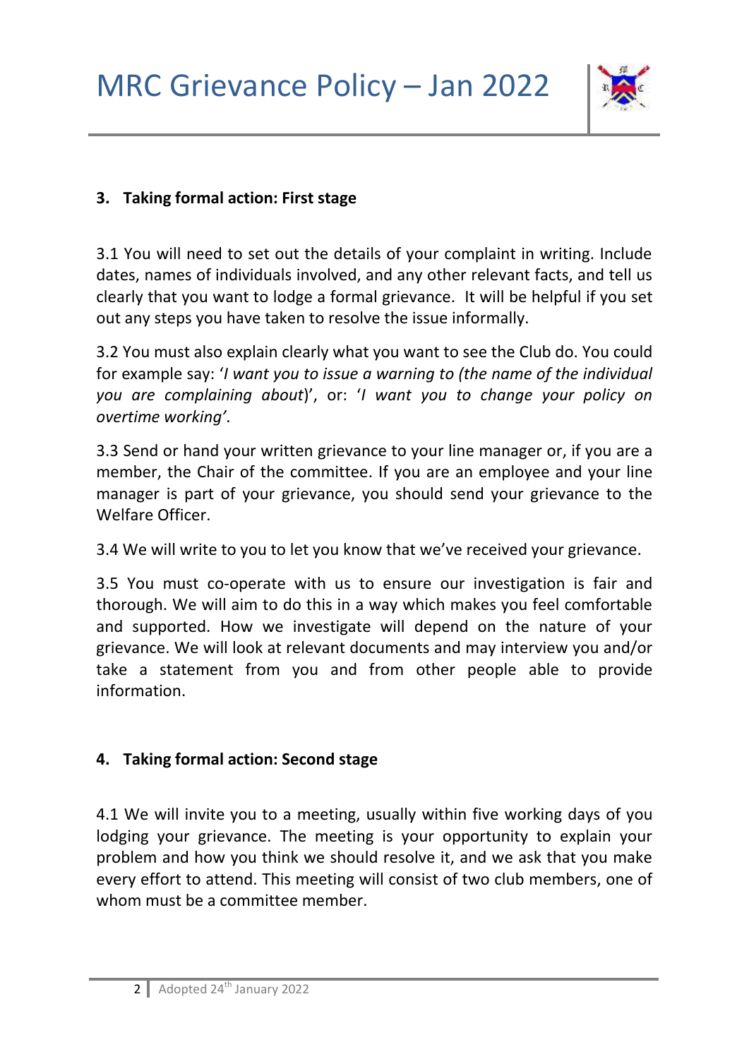### 3. Taking formal action: First stage

3.1 You will need to set out the details of your complaint in writing. Include dates, names of individuals involved, and any other relevant facts, and tell us clearly that you want to lodge a formal grievance. It will be helpful if you set out any steps you have taken to resolve the issue informally.

3.2 You must also explain clearly what you want to see the Club do. You could for example say: '*I want you to issue a warning to (the name of the individual you are complaining about*)', or: '*I want you to change your policy on overtime working'*.

3.3 Send or hand your written grievance to your line manager or, if you are a member, the Chair of the committee. If you are an employee and your line manager is part of your grievance, you should send your grievance to the Welfare Officer.

3.4 We will write to you to let you know that we've received your grievance.

3.5 You must co-operate with us to ensure our investigation is fair and thorough. We will aim to do this in a way which makes you feel comfortable and supported. How we investigate will depend on the nature of your grievance. We will look at relevant documents and may interview you and/or take a statement from you and from other people able to provide information.

### 4. Taking formal action: Second stage

4.1 We will invite you to a meeting, usually within five working days of you lodging your grievance. The meeting is your opportunity to explain your problem and how you think we should resolve it, and we ask that you make every effort to attend. This meeting will consist of two club members, one of whom must be a committee member.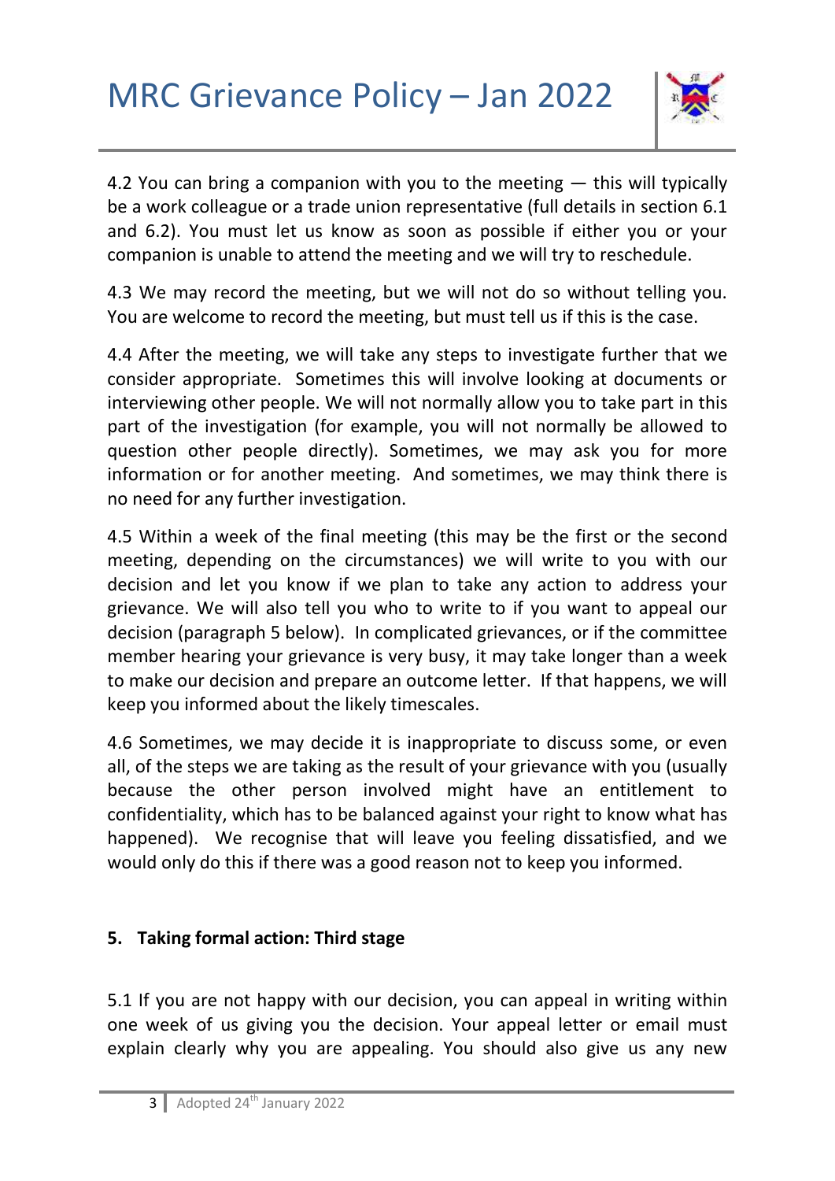4.2 You can bring a companion with you to the meeting — this will typically be a work colleague or a trade union representative (full details in section 6.1 and 6.2). You must let us know as soon as possible if either you or your companion is unable to attend the meeting and we will try to reschedule.

4.3 We may record the meeting, but we will not do so without telling you. You are welcome to record the meeting, but must tell us if this is the case.

4.4 After the meeting, we will take any steps to investigate further that we consider appropriate. Sometimes this will involve looking at documents or interviewing other people. We will not normally allow you to take part in this part of the investigation (for example, you will not normally be allowed to question other people directly). Sometimes, we may ask you for more information or for another meeting. And sometimes, we may think there is no need for any further investigation.

4.5 Within a week of the final meeting (this may be the first or the second meeting, depending on the circumstances) we will write to you with our decision and let you know if we plan to take any action to address your grievance. We will also tell you who to write to if you want to appeal our decision (paragraph 5 below). In complicated grievances, or if the committee member hearing your grievance is very busy, it may take longer than a week to make our decision and prepare an outcome letter. If that happens, we will keep you informed about the likely timescales.

4.6 Sometimes, we may decide it is inappropriate to discuss some, or even all, of the steps we are taking as the result of your grievance with you (usually because the other person involved might have an entitlement to confidentiality, which has to be balanced against your right to know what has happened). We recognise that will leave you feeling dissatisfied, and we would only do this if there was a good reason not to keep you informed.

## 5. Taking formal action: Third stage

5.1 If you are not happy with our decision, you can appeal in writing within one week of us giving you the decision. Your appeal letter or email must explain clearly why you are appealing. You should also give us any new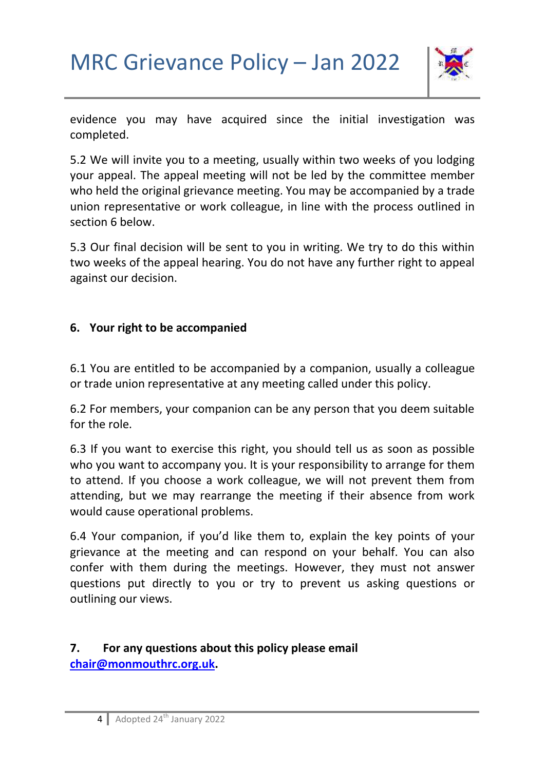evidence you may have acquired since the initial investigation was completed.

5.2 We will invite you to a meeting, usually within two weeks of you lodging your appeal. The appeal meeting will not be led by the committee member who held the original grievance meeting. You may be accompanied by a trade union representative or work colleague, in line with the process outlined in section 6 below.

5.3 Our final decision will be sent to you in writing. We try to do this within two weeks of the appeal hearing. You do not have any further right to appeal against our decision.

## 6. Your right to be accompanied

6.1 You are entitled to be accompanied by a companion, usually a colleague or trade union representative at any meeting called under this policy.

6.2 For members, your companion can be any person that you deem suitable for the role.

6.3 If you want to exercise this right, you should tell us as soon as possible who you want to accompany you. It is your responsibility to arrange for them to attend. If you choose a work colleague, we will not prevent them from attending, but we may rearrange the meeting if their absence from work would cause operational problems.

6.4 Your companion, if you'd like them to, explain the key points of your grievance at the meeting and can respond on your behalf. You can also confer with them during the meetings. However, they must not answer questions put directly to you or try to prevent us asking questions or outlining our views.

## 7. For any questions about this policy please email chair@monmouthrc.org.uk.